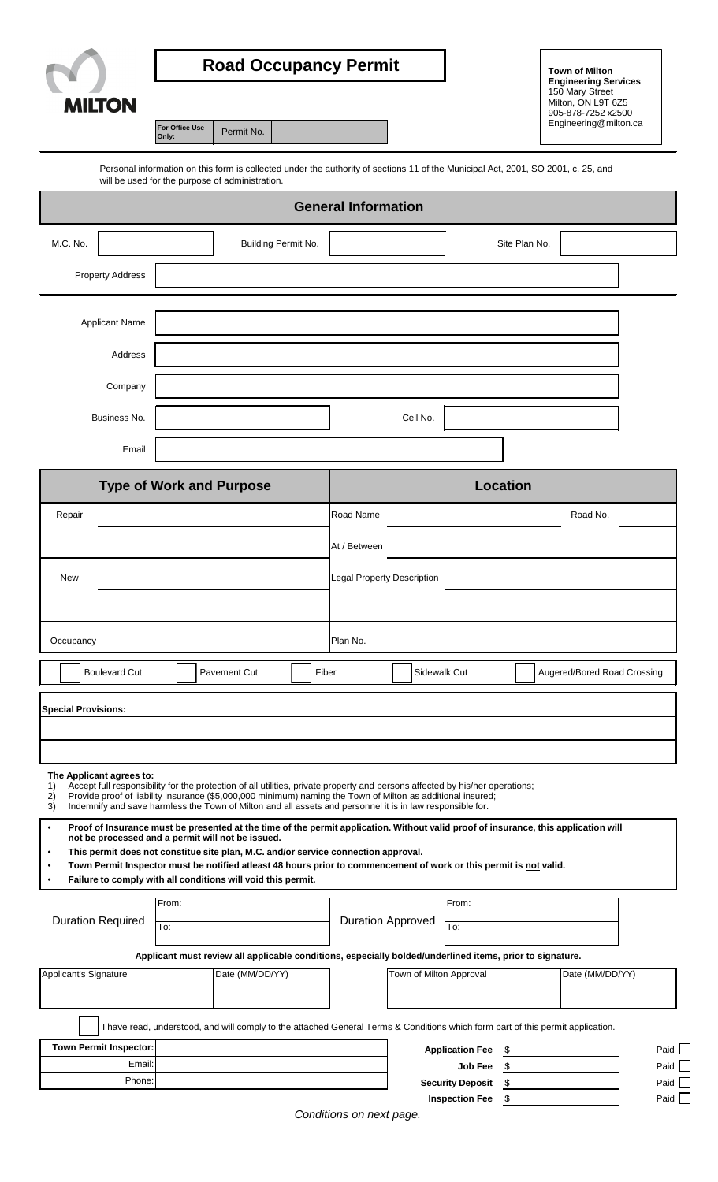MILTON

# Road Occupancy Permit

**For Office Use Only:** Permit No.

**Town of Milton**
**Engineering Services**
150 Mary Street
Milton, ON L9T 6Z5
905-878-7252 x2500
Engineering@milton.ca

Personal information on this form is collected under the authority of sections 11 of the Municipal Act, 2001, SO 2001, c. 25, and will be used for the purpose of administration.

## General Information

M.C. No. | Building Permit No. | Site Plan No.

Property Address

Applicant Name

Address

Company

Business No. | Cell No.

Email

| Type of Work and Purpose | Location |
|---|---|
| Repair | Road Name / Road No. |
| | At / Between |
| New | Legal Property Description |
| | |
| Occupancy | Plan No. |

☐ Boulevard Cut ☐ Pavement Cut ☐ Fiber ☐ Sidewalk Cut ☐ Augered/Bored Road Crossing

**Special Provisions:**

**The Applicant agrees to:**

1) Accept full responsibility for the protection of all utilities, private property and persons affected by his/her operations;
2) Provide proof of liability insurance ($5,000,000 minimum) naming the Town of Milton as additional insured;
3) Indemnify and save harmless the Town of Milton and all assets and personnel it is in law responsible for.

- **Proof of Insurance must be presented at the time of the permit application. Without valid proof of insurance, this application will not be processed and a permit will be issued.**
- **This permit does not constitue site plan, M.C. and/or service connection approval.**
- **Town Permit Inspector must be notified atleast 48 hours prior to commencement of work or this permit is <u>not</u> valid.**
- **Failure to comply with all conditions will void this permit.**

| Duration Required | From: / To: | Duration Approved | From: / To: |
|---|---|---|---|

**Applicant must review all applicable conditions, especially bolded/underlined items, prior to signature.**

| Applicant's Signature | Date (MM/DD/YY) | Town of Milton Approval | Date (MM/DD/YY) |
|---|---|---|---|
| | | | |

☐ I have read, understood, and will comply to the attached General Terms & Conditions which form part of this permit application.

| | | | | |
|---|---|---|---|---|
| **Town Permit Inspector:** | | **Application Fee** | $ | Paid ☐ |
| Email: | | **Job Fee** | $ | Paid ☐ |
| Phone: | | **Security Deposit** | $ | Paid ☐ |
| | | **Inspection Fee** | $ | Paid ☐ |

*Conditions on next page.*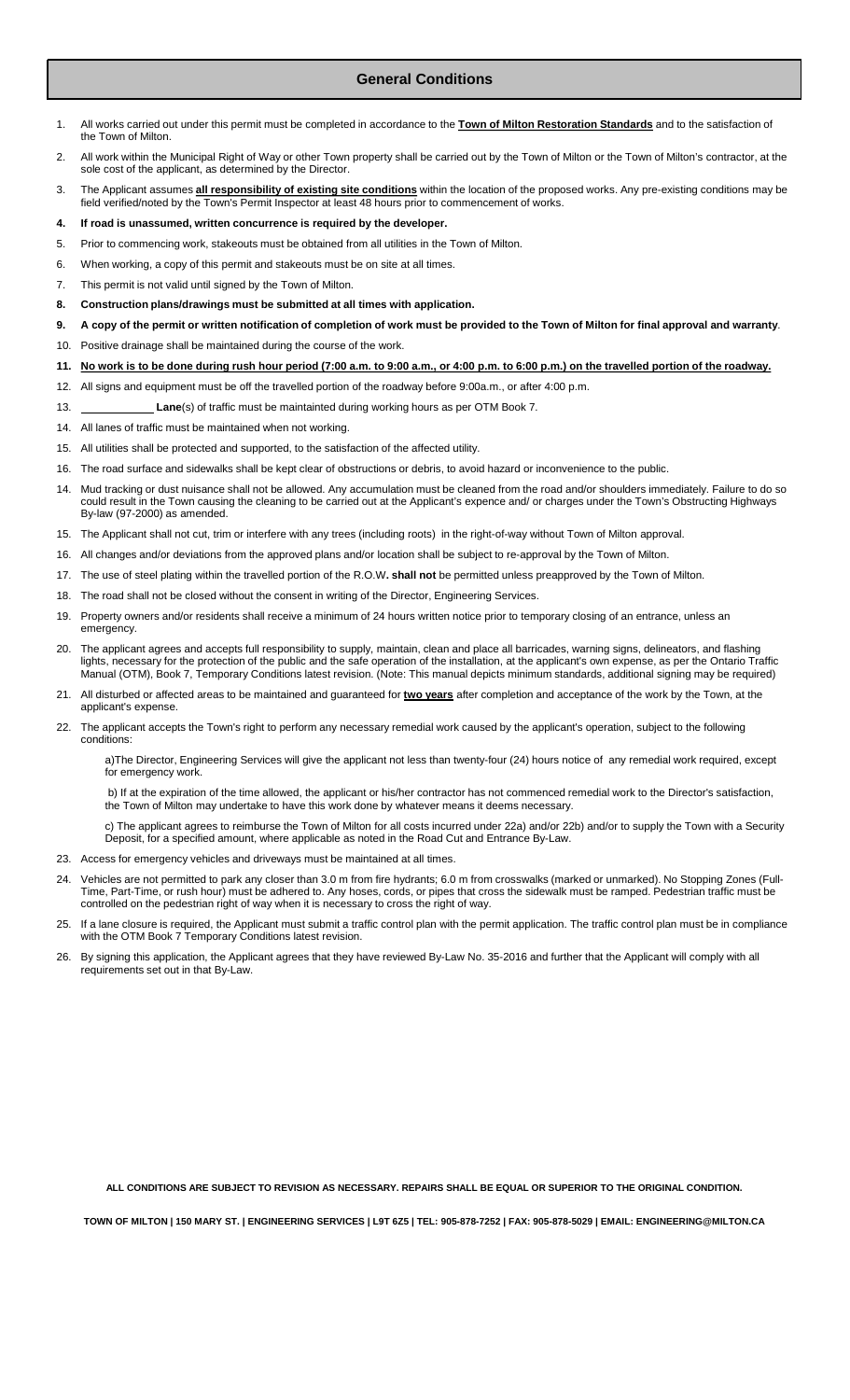# General Conditions

1. All works carried out under this permit must be completed in accordance to the **Town of Milton Restoration Standards** and to the satisfaction of the Town of Milton.
2. All work within the Municipal Right of Way or other Town property shall be carried out by the Town of Milton or the Town of Milton's contractor, at the sole cost of the applicant, as determined by the Director.
3. The Applicant assumes **all responsibility of existing site conditions** within the location of the proposed works. Any pre-existing conditions may be field verified/noted by the Town's Permit Inspector at least 48 hours prior to commencement of works.
4. **If road is unassumed, written concurrence is required by the developer.**
5. Prior to commencing work, stakeouts must be obtained from all utilities in the Town of Milton.
6. When working, a copy of this permit and stakeouts must be on site at all times.
7. This permit is not valid until signed by the Town of Milton.
8. **Construction plans/drawings must be submitted at all times with application.**
9. **A copy of the permit or written notification of completion of work must be provided to the Town of Milton for final approval and warranty**.
10. Positive drainage shall be maintained during the course of the work.
11. **No work is to be done during rush hour period (7:00 a.m. to 9:00 a.m., or 4:00 p.m. to 6:00 p.m.) on the travelled portion of the roadway.**
12. All signs and equipment must be off the travelled portion of the roadway before 9:00a.m., or after 4:00 p.m.
13. ____________ **Lane**(s) of traffic must be maintainted during working hours as per OTM Book 7.
14. All lanes of traffic must be maintained when not working.
15. All utilities shall be protected and supported, to the satisfaction of the affected utility.
16. The road surface and sidewalks shall be kept clear of obstructions or debris, to avoid hazard or inconvenience to the public.
14. Mud tracking or dust nuisance shall not be allowed. Any accumulation must be cleaned from the road and/or shoulders immediately. Failure to do so could result in the Town causing the cleaning to be carried out at the Applicant's expence and/ or charges under the Town's Obstructing Highways By-law (97-2000) as amended.
15. The Applicant shall not cut, trim or interfere with any trees (including roots) in the right-of-way without Town of Milton approval.
16. All changes and/or deviations from the approved plans and/or location shall be subject to re-approval by the Town of Milton.
17. The use of steel plating within the travelled portion of the R.O.W**. shall not** be permitted unless preapproved by the Town of Milton.
18. The road shall not be closed without the consent in writing of the Director, Engineering Services.
19. Property owners and/or residents shall receive a minimum of 24 hours written notice prior to temporary closing of an entrance, unless an emergency.
20. The applicant agrees and accepts full responsibility to supply, maintain, clean and place all barricades, warning signs, delineators, and flashing lights, necessary for the protection of the public and the safe operation of the installation, at the applicant's own expense, as per the Ontario Traffic Manual (OTM), Book 7, Temporary Conditions latest revision. (Note: This manual depicts minimum standards, additional signing may be required)
21. All disturbed or affected areas to be maintained and guaranteed for **two years** after completion and acceptance of the work by the Town, at the applicant's expense.
22. The applicant accepts the Town's right to perform any necessary remedial work caused by the applicant's operation, subject to the following conditions:

    a)The Director, Engineering Services will give the applicant not less than twenty-four (24) hours notice of any remedial work required, except for emergency work.

    b) If at the expiration of the time allowed, the applicant or his/her contractor has not commenced remedial work to the Director's satisfaction, the Town of Milton may undertake to have this work done by whatever means it deems necessary.

    c) The applicant agrees to reimburse the Town of Milton for all costs incurred under 22a) and/or 22b) and/or to supply the Town with a Security Deposit, for a specified amount, where applicable as noted in the Road Cut and Entrance By-Law.

23. Access for emergency vehicles and driveways must be maintained at all times.
24. Vehicles are not permitted to park any closer than 3.0 m from fire hydrants; 6.0 m from crosswalks (marked or unmarked). No Stopping Zones (Full-Time, Part-Time, or rush hour) must be adhered to. Any hoses, cords, or pipes that cross the sidewalk must be ramped. Pedestrian traffic must be controlled on the pedestrian right of way when it is necessary to cross the right of way.
25. If a lane closure is required, the Applicant must submit a traffic control plan with the permit application. The traffic control plan must be in compliance with the OTM Book 7 Temporary Conditions latest revision.
26. By signing this application, the Applicant agrees that they have reviewed By-Law No. 35-2016 and further that the Applicant will comply with all requirements set out in that By-Law.

**ALL CONDITIONS ARE SUBJECT TO REVISION AS NECESSARY. REPAIRS SHALL BE EQUAL OR SUPERIOR TO THE ORIGINAL CONDITION.**

**TOWN OF MILTON | 150 MARY ST. | ENGINEERING SERVICES | L9T 6Z5 | TEL: 905-878-7252 | FAX: 905-878-5029 | EMAIL: ENGINEERING@MILTON.CA**